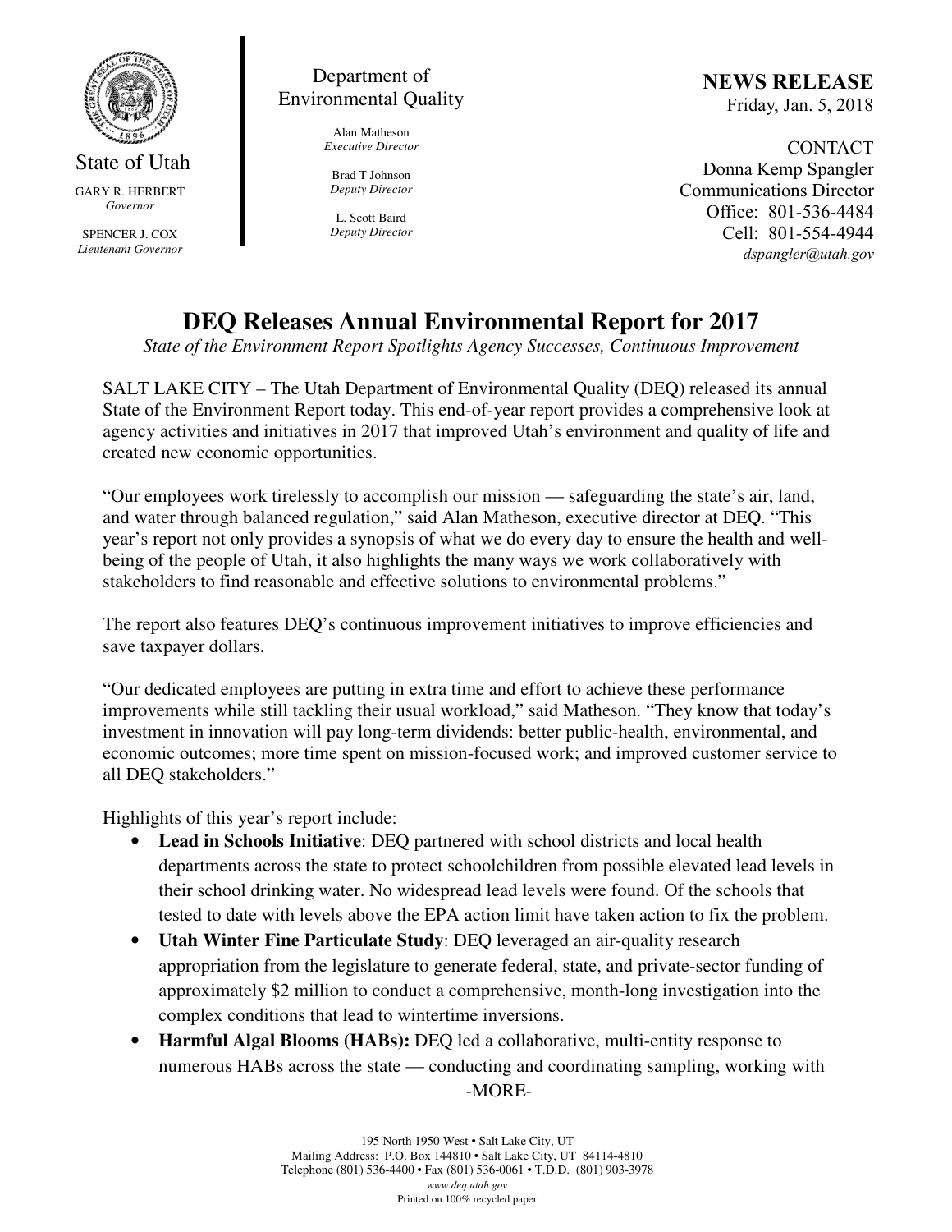State of Utah

GARY R. HERBERT
*Governor*

SPENCER J. COX
*Lieutenant Governor*

Department of Environmental Quality

Alan Matheson
*Executive Director*

Brad T Johnson
*Deputy Director*

L. Scott Baird
*Deputy Director*

**NEWS RELEASE**
Friday, Jan. 5, 2018

CONTACT
Donna Kemp Spangler
Communications Director
Office: 801-536-4484
Cell: 801-554-4944
*dspangler@utah.gov*

# DEQ Releases Annual Environmental Report for 2017

*State of the Environment Report Spotlights Agency Successes, Continuous Improvement*

SALT LAKE CITY – The Utah Department of Environmental Quality (DEQ) released its annual State of the Environment Report today. This end-of-year report provides a comprehensive look at agency activities and initiatives in 2017 that improved Utah's environment and quality of life and created new economic opportunities.

"Our employees work tirelessly to accomplish our mission — safeguarding the state's air, land, and water through balanced regulation," said Alan Matheson, executive director at DEQ. "This year's report not only provides a synopsis of what we do every day to ensure the health and well-being of the people of Utah, it also highlights the many ways we work collaboratively with stakeholders to find reasonable and effective solutions to environmental problems."

The report also features DEQ's continuous improvement initiatives to improve efficiencies and save taxpayer dollars.

"Our dedicated employees are putting in extra time and effort to achieve these performance improvements while still tackling their usual workload," said Matheson. "They know that today's investment in innovation will pay long-term dividends: better public-health, environmental, and economic outcomes; more time spent on mission-focused work; and improved customer service to all DEQ stakeholders."

Highlights of this year's report include:

- **Lead in Schools Initiative**: DEQ partnered with school districts and local health departments across the state to protect schoolchildren from possible elevated lead levels in their school drinking water. No widespread lead levels were found. Of the schools that tested to date with levels above the EPA action limit have taken action to fix the problem.
- **Utah Winter Fine Particulate Study**: DEQ leveraged an air-quality research appropriation from the legislature to generate federal, state, and private-sector funding of approximately $2 million to conduct a comprehensive, month-long investigation into the complex conditions that lead to wintertime inversions.
- **Harmful Algal Blooms (HABs):** DEQ led a collaborative, multi-entity response to numerous HABs across the state — conducting and coordinating sampling, working with

-MORE-

195 North 1950 West • Salt Lake City, UT
Mailing Address: P.O. Box 144810 • Salt Lake City, UT 84114-4810
Telephone (801) 536-4400 • Fax (801) 536-0061 • T.D.D. (801) 903-3978
*www.deq.utah.gov*
Printed on 100% recycled paper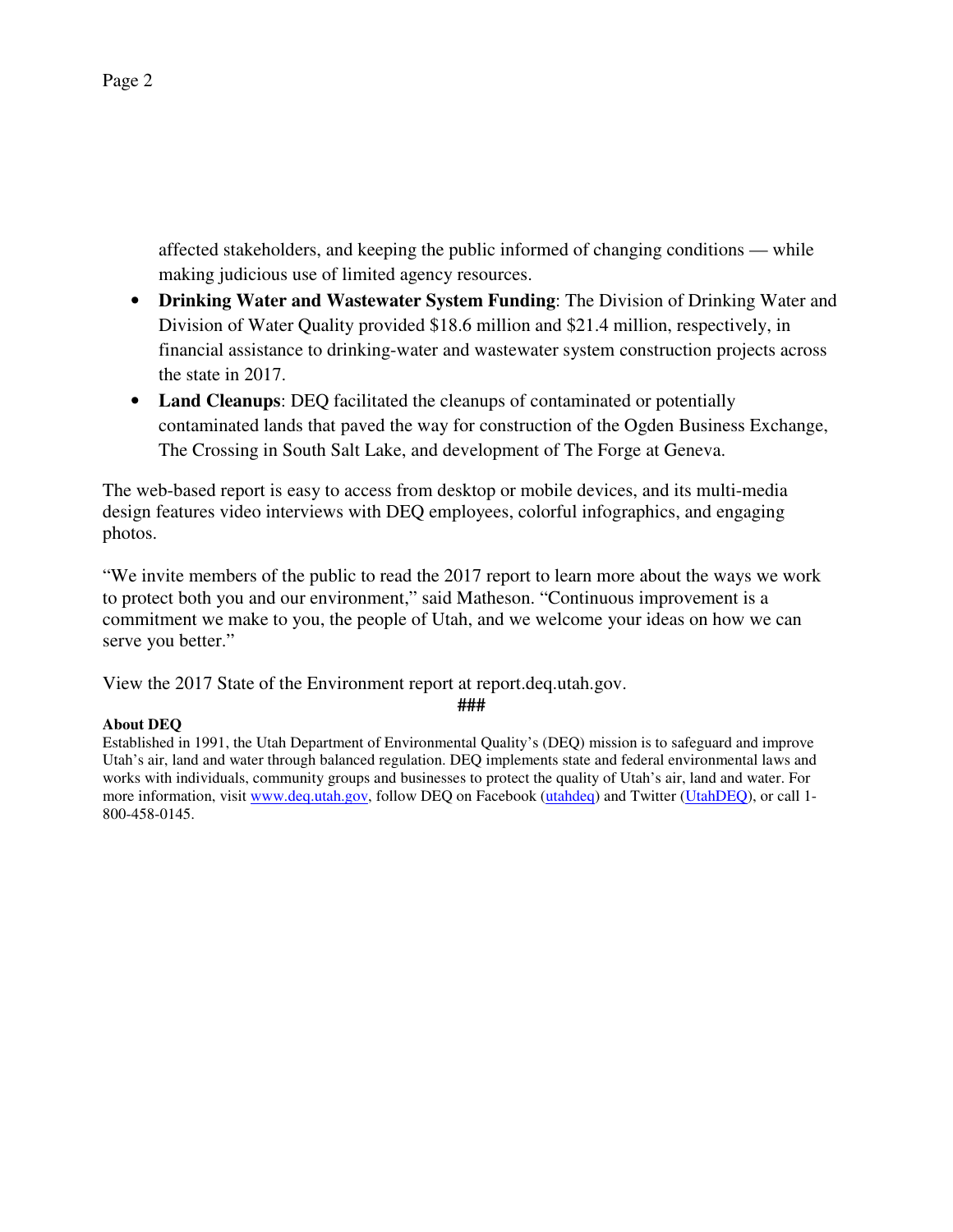affected stakeholders, and keeping the public informed of changing conditions — while making judicious use of limited agency resources.

- **Drinking Water and Wastewater System Funding**: The Division of Drinking Water and Division of Water Quality provided $18.6 million and $21.4 million, respectively, in financial assistance to drinking-water and wastewater system construction projects across the state in 2017.
- **Land Cleanups**: DEQ facilitated the cleanups of contaminated or potentially contaminated lands that paved the way for construction of the Ogden Business Exchange, The Crossing in South Salt Lake, and development of The Forge at Geneva.

The web-based report is easy to access from desktop or mobile devices, and its multi-media design features video interviews with DEQ employees, colorful infographics, and engaging photos.

"We invite members of the public to read the 2017 report to learn more about the ways we work to protect both you and our environment," said Matheson. "Continuous improvement is a commitment we make to you, the people of Utah, and we welcome your ideas on how we can serve you better."

View the 2017 State of the Environment report at report.deq.utah.gov.

###

**About DEQ**

Established in 1991, the Utah Department of Environmental Quality's (DEQ) mission is to safeguard and improve Utah's air, land and water through balanced regulation. DEQ implements state and federal environmental laws and works with individuals, community groups and businesses to protect the quality of Utah's air, land and water. For more information, visit [www.deq.utah.gov](http://www.deq.utah.gov), follow DEQ on Facebook ([utahdeq](https://www.facebook.com/utahdeq)) and Twitter ([UtahDEQ](https://twitter.com/UtahDEQ)), or call 1-800-458-0145.